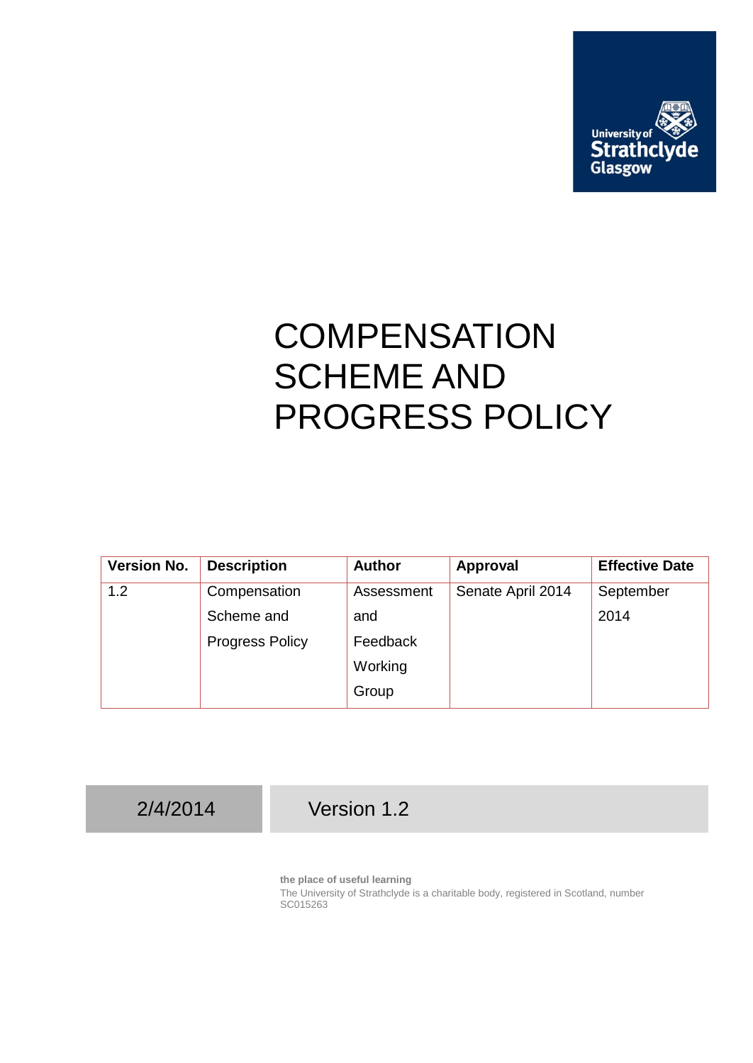# COMPENSATION SCHEME AND PROGRESS POLICY

| Version No. | Description | Author | Approval | Effective Date |
|---|---|---|---|---|
| 1.2 | Compensation Scheme and Progress Policy | Assessment and Feedback Working Group | Senate April 2014 | September 2014 |

2/4/2014 Version 1.2

**the place of useful learning**
The University of Strathclyde is a charitable body, registered in Scotland, number SC015263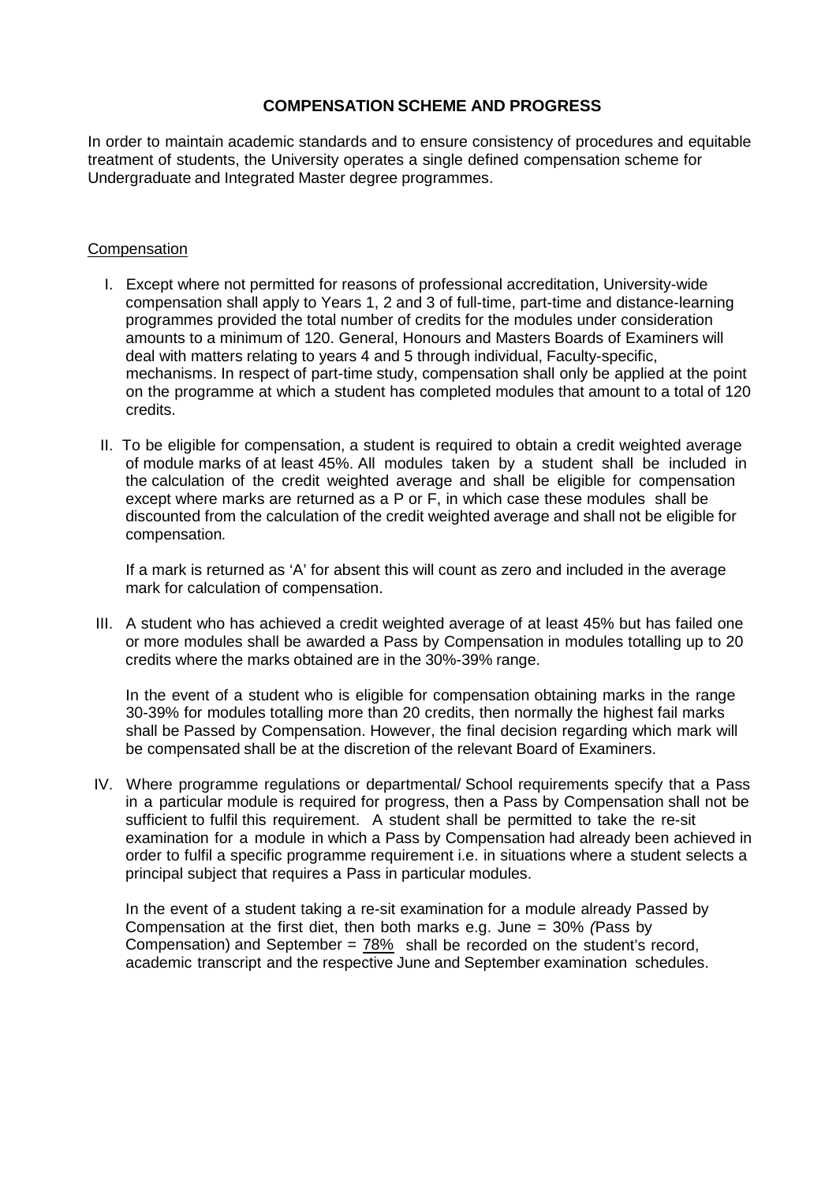## COMPENSATION SCHEME AND PROGRESS

In order to maintain academic standards and to ensure consistency of procedures and equitable treatment of students, the University operates a single defined compensation scheme for Undergraduate and Integrated Master degree programmes.

### Compensation

I. Except where not permitted for reasons of professional accreditation, University-wide compensation shall apply to Years 1, 2 and 3 of full-time, part-time and distance-learning programmes provided the total number of credits for the modules under consideration amounts to a minimum of 120. General, Honours and Masters Boards of Examiners will deal with matters relating to years 4 and 5 through individual, Faculty-specific, mechanisms. In respect of part-time study, compensation shall only be applied at the point on the programme at which a student has completed modules that amount to a total of 120 credits.

II. To be eligible for compensation, a student is required to obtain a credit weighted average of module marks of at least 45%. All modules taken by a student shall be included in the calculation of the credit weighted average and shall be eligible for compensation except where marks are returned as a P or F, in which case these modules shall be discounted from the calculation of the credit weighted average and shall not be eligible for compensation.

    If a mark is returned as 'A' for absent this will count as zero and included in the average mark for calculation of compensation.

III. A student who has achieved a credit weighted average of at least 45% but has failed one or more modules shall be awarded a Pass by Compensation in modules totalling up to 20 credits where the marks obtained are in the 30%-39% range.

    In the event of a student who is eligible for compensation obtaining marks in the range 30-39% for modules totalling more than 20 credits, then normally the highest fail marks shall be Passed by Compensation. However, the final decision regarding which mark will be compensated shall be at the discretion of the relevant Board of Examiners.

IV. Where programme regulations or departmental/ School requirements specify that a Pass in a particular module is required for progress, then a Pass by Compensation shall not be sufficient to fulfil this requirement. A student shall be permitted to take the re-sit examination for a module in which a Pass by Compensation had already been achieved in order to fulfil a specific programme requirement i.e. in situations where a student selects a principal subject that requires a Pass in particular modules.

    In the event of a student taking a re-sit examination for a module already Passed by Compensation at the first diet, then both marks e.g. June = 30% *(*Pass by Compensation) and September = 78% shall be recorded on the student's record, academic transcript and the respective June and September examination schedules.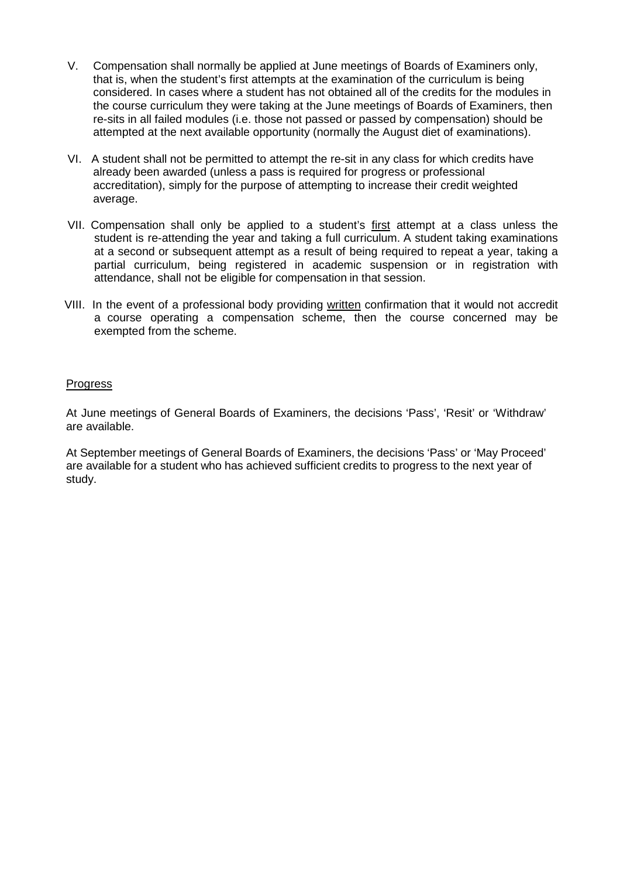V. Compensation shall normally be applied at June meetings of Boards of Examiners only, that is, when the student's first attempts at the examination of the curriculum is being considered. In cases where a student has not obtained all of the credits for the modules in the course curriculum they were taking at the June meetings of Boards of Examiners, then re-sits in all failed modules (i.e. those not passed or passed by compensation) should be attempted at the next available opportunity (normally the August diet of examinations).

VI. A student shall not be permitted to attempt the re-sit in any class for which credits have already been awarded (unless a pass is required for progress or professional accreditation), simply for the purpose of attempting to increase their credit weighted average.

VII. Compensation shall only be applied to a student's <u>first</u> attempt at a class unless the student is re-attending the year and taking a full curriculum. A student taking examinations at a second or subsequent attempt as a result of being required to repeat a year, taking a partial curriculum, being registered in academic suspension or in registration with attendance, shall not be eligible for compensation in that session.

VIII. In the event of a professional body providing <u>written</u> confirmation that it would not accredit a course operating a compensation scheme, then the course concerned may be exempted from the scheme.

<u>Progress</u>

At June meetings of General Boards of Examiners, the decisions 'Pass', 'Resit' or 'Withdraw' are available.

At September meetings of General Boards of Examiners, the decisions 'Pass' or 'May Proceed' are available for a student who has achieved sufficient credits to progress to the next year of study.